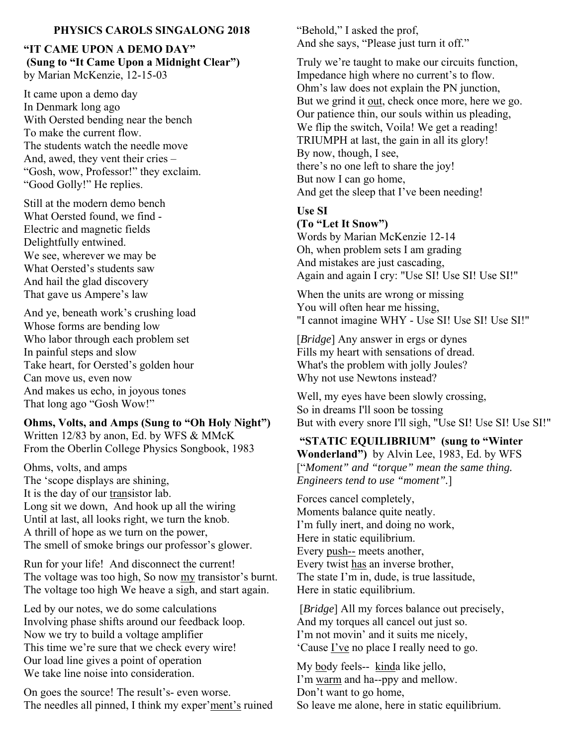# PHYSICS CAROLS SINGALONG 2018

## "IT CAME UPON A DEMO DAY"
**(Sung to "It Came Upon a Midnight Clear")**
by Marian McKenzie, 12-15-03

It came upon a demo day
In Denmark long ago
With Oersted bending near the bench
To make the current flow.
The students watch the needle move
And, awed, they vent their cries –
"Gosh, wow, Professor!" they exclaim.
"Good Golly!" He replies.

Still at the modern demo bench
What Oersted found, we find -
Electric and magnetic fields
Delightfully entwined.
We see, wherever we may be
What Oersted's students saw
And hail the glad discovery
That gave us Ampere's law

And ye, beneath work's crushing load
Whose forms are bending low
Who labor through each problem set
In painful steps and slow
Take heart, for Oersted's golden hour
Can move us, even now
And makes us echo, in joyous tones
That long ago "Gosh Wow!"

## Ohms, Volts, and Amps (Sung to "Oh Holy Night")
Written 12/83 by anon, Ed. by WFS & MMcK
From the Oberlin College Physics Songbook, 1983

Ohms, volts, and amps
The 'scope displays are shining,
It is the day of our <u>tran</u>sistor lab.
Long sit we down, And hook up all the wiring
Until at last, all looks right, we turn the knob.
A thrill of hope as we turn on the power,
The smell of smoke brings our professor's glower.

Run for your life! And disconnect the current!
The voltage was too high, So now <u>my</u> transistor's burnt.
The voltage too high We heave a sigh, and start again.

Led by our notes, we do some calculations
Involving phase shifts around our feedback loop.
Now we try to build a voltage amplifier
This time we're sure that we check every wire!
Our load line gives a point of operation
We take line noise into consideration.

On goes the source! The result's- even worse.
The needles all pinned, I think my exper'<u>ment's</u> ruined
"Behold," I asked the prof,
And she says, "Please just turn it off."

Truly we're taught to make our circuits function,
Impedance high where no current's to flow.
Ohm's law does not explain the PN junction,
But we grind it <u>out</u>, check once more, here we go.
Our patience thin, our souls within us pleading,
We flip the switch, Voila! We get a reading!
TRIUMPH at last, the gain in all its glory!
By now, though, I see,
there's no one left to share the joy!
But now I can go home,
And get the sleep that I've been needing!

## Use SI
**(To "Let It Snow")**
Words by Marian McKenzie 12-14
Oh, when problem sets I am grading
And mistakes are just cascading,
Again and again I cry: "Use SI! Use SI! Use SI!"

When the units are wrong or missing
You will often hear me hissing,
"I cannot imagine WHY - Use SI! Use SI! Use SI!"

[*Bridge*] Any answer in ergs or dynes
Fills my heart with sensations of dread.
What's the problem with jolly Joules?
Why not use Newtons instead?

Well, my eyes have been slowly crossing,
So in dreams I'll soon be tossing
But with every snore I'll sigh, "Use SI! Use SI! Use SI!"

## "STATIC EQUILIBRIUM" (sung to "Winter Wonderland")
by Alvin Lee, 1983, Ed. by WFS
[*"Moment" and "torque" mean the same thing. Engineers tend to use "moment".*]

Forces cancel completely,
Moments balance quite neatly.
I'm fully inert, and doing no work,
Here in static equilibrium.
Every <u>push--</u> meets another,
Every twist <u>has</u> an inverse brother,
The state I'm in, dude, is true lassitude,
Here in static equilibrium.

[*Bridge*] All my forces balance out precisely,
And my torques all cancel out just so.
I'm not movin' and it suits me nicely,
'Cause <u>I've</u> no place I really need to go.

My <u>bo</u>dy feels-- <u>kind</u>a like jello,
I'm <u>warm</u> and ha--ppy and mellow.
Don't want to go home,
So leave me alone, here in static equilibrium.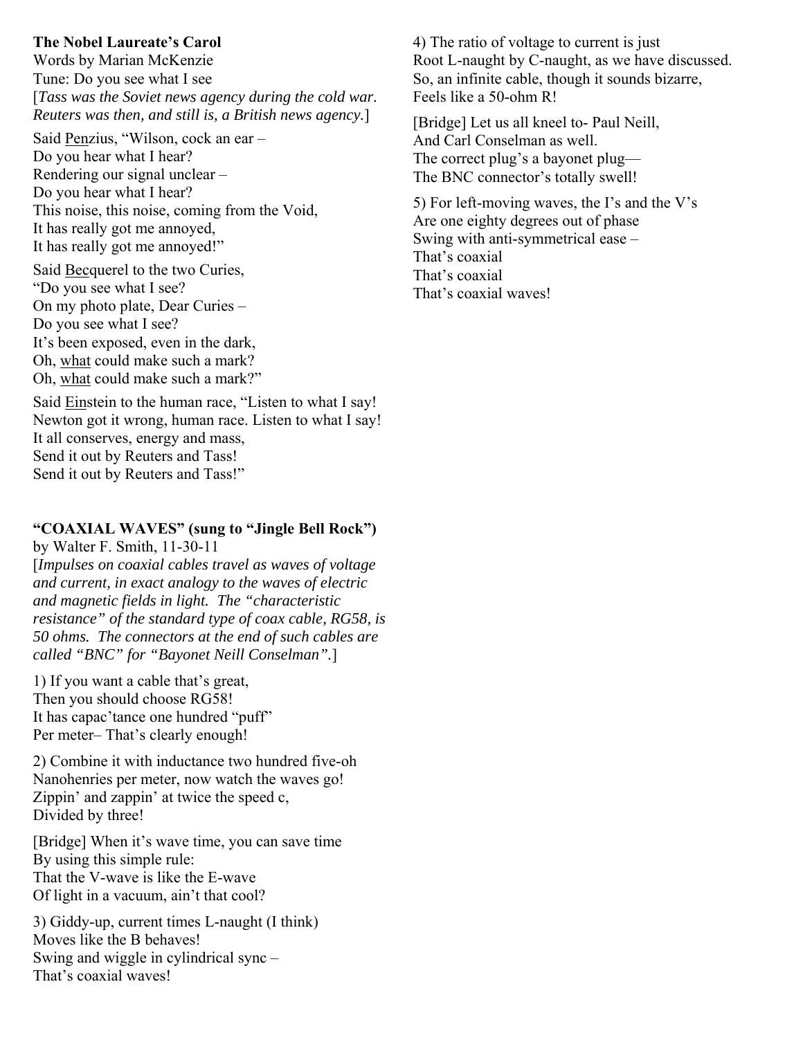**The Nobel Laureate's Carol**
Words by Marian McKenzie
Tune: Do you see what I see
[*Tass was the Soviet news agency during the cold war. Reuters was then, and still is, a British news agency.*]

Said <u>Pen</u>zius, "Wilson, cock an ear –
Do you hear what I hear?
Rendering our signal unclear –
Do you hear what I hear?
This noise, this noise, coming from the Void,
It has really got me annoyed,
It has really got me annoyed!"

Said <u>Bec</u>querel to the two Curies,
"Do you see what I see?
On my photo plate, Dear Curies –
Do you see what I see?
It's been exposed, even in the dark,
Oh, <u>what</u> could make such a mark?
Oh, <u>what</u> could make such a mark?"

Said <u>Ein</u>stein to the human race, "Listen to what I say!
Newton got it wrong, human race. Listen to what I say!
It all conserves, energy and mass,
Send it out by Reuters and Tass!
Send it out by Reuters and Tass!"

**"COAXIAL WAVES" (sung to "Jingle Bell Rock")**
by Walter F. Smith, 11-30-11
[*Impulses on coaxial cables travel as waves of voltage and current, in exact analogy to the waves of electric and magnetic fields in light. The "characteristic resistance" of the standard type of coax cable, RG58, is 50 ohms. The connectors at the end of such cables are called "BNC" for "Bayonet Neill Conselman".*]

1) If you want a cable that's great,
Then you should choose RG58!
It has capac'tance one hundred "puff"
Per meter– That's clearly enough!

2) Combine it with inductance two hundred five-oh
Nanohenries per meter, now watch the waves go!
Zippin' and zappin' at twice the speed c,
Divided by three!

[Bridge] When it's wave time, you can save time
By using this simple rule:
That the V-wave is like the E-wave
Of light in a vacuum, ain't that cool?

3) Giddy-up, current times L-naught (I think)
Moves like the B behaves!
Swing and wiggle in cylindrical sync –
That's coaxial waves!

4) The ratio of voltage to current is just
Root L-naught by C-naught, as we have discussed.
So, an infinite cable, though it sounds bizarre,
Feels like a 50-ohm R!

[Bridge] Let us all kneel to- Paul Neill,
And Carl Conselman as well.
The correct plug's a bayonet plug—
The BNC connector's totally swell!

5) For left-moving waves, the I's and the V's
Are one eighty degrees out of phase
Swing with anti-symmetrical ease –
That's coaxial
That's coaxial
That's coaxial waves!